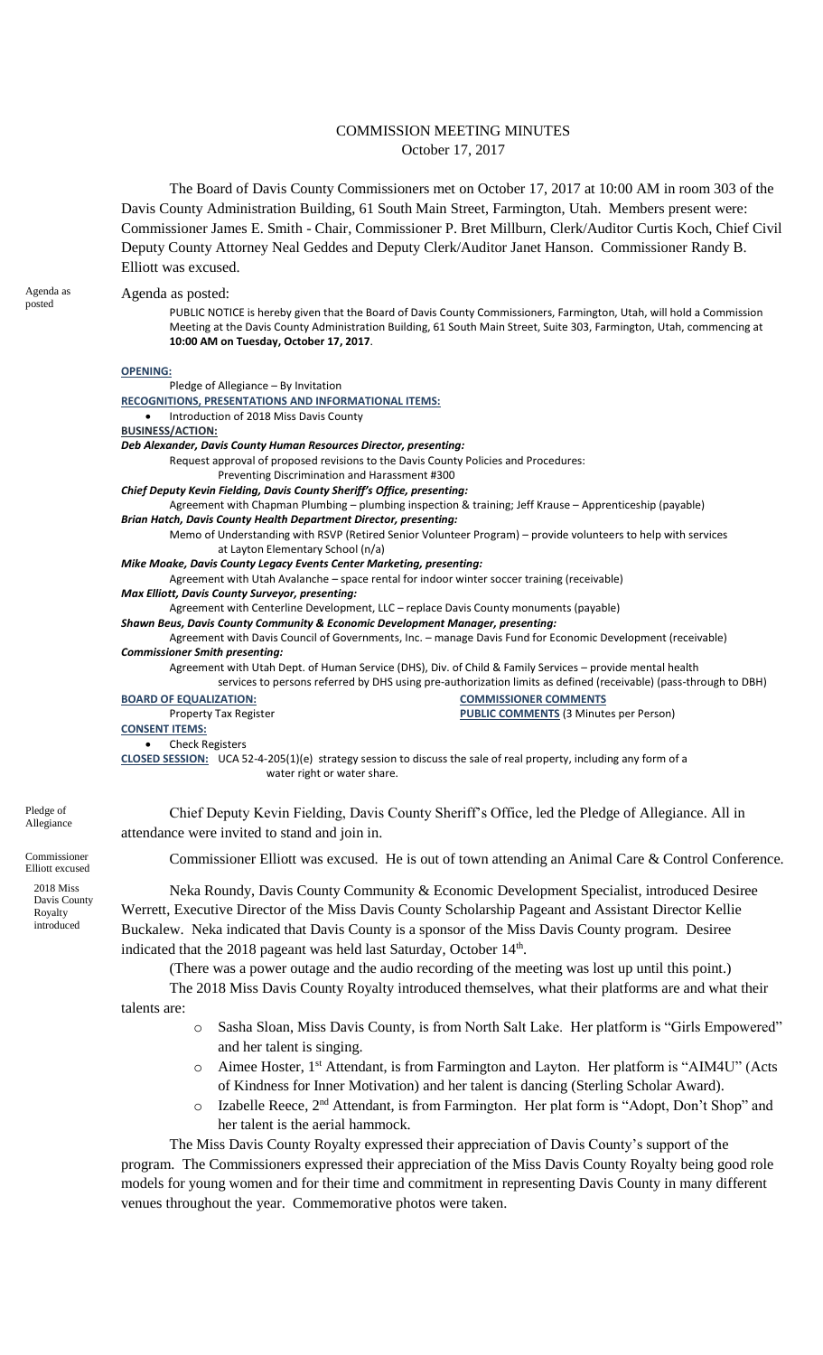# COMMISSION MEETING MINUTES
October 17, 2017

The Board of Davis County Commissioners met on October 17, 2017 at 10:00 AM in room 303 of the Davis County Administration Building, 61 South Main Street, Farmington, Utah. Members present were: Commissioner James E. Smith - Chair, Commissioner P. Bret Millburn, Clerk/Auditor Curtis Koch, Chief Civil Deputy County Attorney Neal Geddes and Deputy Clerk/Auditor Janet Hanson. Commissioner Randy B. Elliott was excused.

Agenda as posted

Agenda as posted:

PUBLIC NOTICE is hereby given that the Board of Davis County Commissioners, Farmington, Utah, will hold a Commission Meeting at the Davis County Administration Building, 61 South Main Street, Suite 303, Farmington, Utah, commencing at **10:00 AM on Tuesday, October 17, 2017**.

**OPENING:**

Pledge of Allegiance – By Invitation

**RECOGNITIONS, PRESENTATIONS AND INFORMATIONAL ITEMS:**

- Introduction of 2018 Miss Davis County

**BUSINESS/ACTION:**

***Deb Alexander, Davis County Human Resources Director, presenting:***

Request approval of proposed revisions to the Davis County Policies and Procedures: Preventing Discrimination and Harassment #300

***Chief Deputy Kevin Fielding, Davis County Sheriff's Office, presenting:***

Agreement with Chapman Plumbing – plumbing inspection & training; Jeff Krause – Apprenticeship (payable)

***Brian Hatch, Davis County Health Department Director, presenting:***

Memo of Understanding with RSVP (Retired Senior Volunteer Program) – provide volunteers to help with services at Layton Elementary School (n/a)

***Mike Moake, Davis County Legacy Events Center Marketing, presenting:***

Agreement with Utah Avalanche – space rental for indoor winter soccer training (receivable)

***Max Elliott, Davis County Surveyor, presenting:***

Agreement with Centerline Development, LLC – replace Davis County monuments (payable)

***Shawn Beus, Davis County Community & Economic Development Manager, presenting:***

Agreement with Davis Council of Governments, Inc. – manage Davis Fund for Economic Development (receivable)

***Commissioner Smith presenting:***

Agreement with Utah Dept. of Human Service (DHS), Div. of Child & Family Services – provide mental health services to persons referred by DHS using pre-authorization limits as defined (receivable) (pass-through to DBH)

**BOARD OF EQUALIZATION:**

Property Tax Register

**COMMISSIONER COMMENTS**

**PUBLIC COMMENTS** (3 Minutes per Person)

**CONSENT ITEMS:**

- Check Registers

**CLOSED SESSION:** UCA 52-4-205(1)(e) strategy session to discuss the sale of real property, including any form of a water right or water share.

Pledge of Allegiance

Chief Deputy Kevin Fielding, Davis County Sheriff's Office, led the Pledge of Allegiance. All in attendance were invited to stand and join in.

Commissioner Elliott excused

Commissioner Elliott was excused. He is out of town attending an Animal Care & Control Conference.

2018 Miss Davis County Royalty introduced

Neka Roundy, Davis County Community & Economic Development Specialist, introduced Desiree Werrett, Executive Director of the Miss Davis County Scholarship Pageant and Assistant Director Kellie Buckalew. Neka indicated that Davis County is a sponsor of the Miss Davis County program. Desiree indicated that the 2018 pageant was held last Saturday, October 14th.

(There was a power outage and the audio recording of the meeting was lost up until this point.)

The 2018 Miss Davis County Royalty introduced themselves, what their platforms are and what their talents are:

- Sasha Sloan, Miss Davis County, is from North Salt Lake. Her platform is "Girls Empowered" and her talent is singing.
- Aimee Hoster, 1st Attendant, is from Farmington and Layton. Her platform is "AIM4U" (Acts of Kindness for Inner Motivation) and her talent is dancing (Sterling Scholar Award).
- Izabelle Reece, 2nd Attendant, is from Farmington. Her plat form is "Adopt, Don't Shop" and her talent is the aerial hammock.

The Miss Davis County Royalty expressed their appreciation of Davis County's support of the program. The Commissioners expressed their appreciation of the Miss Davis County Royalty being good role models for young women and for their time and commitment in representing Davis County in many different venues throughout the year. Commemorative photos were taken.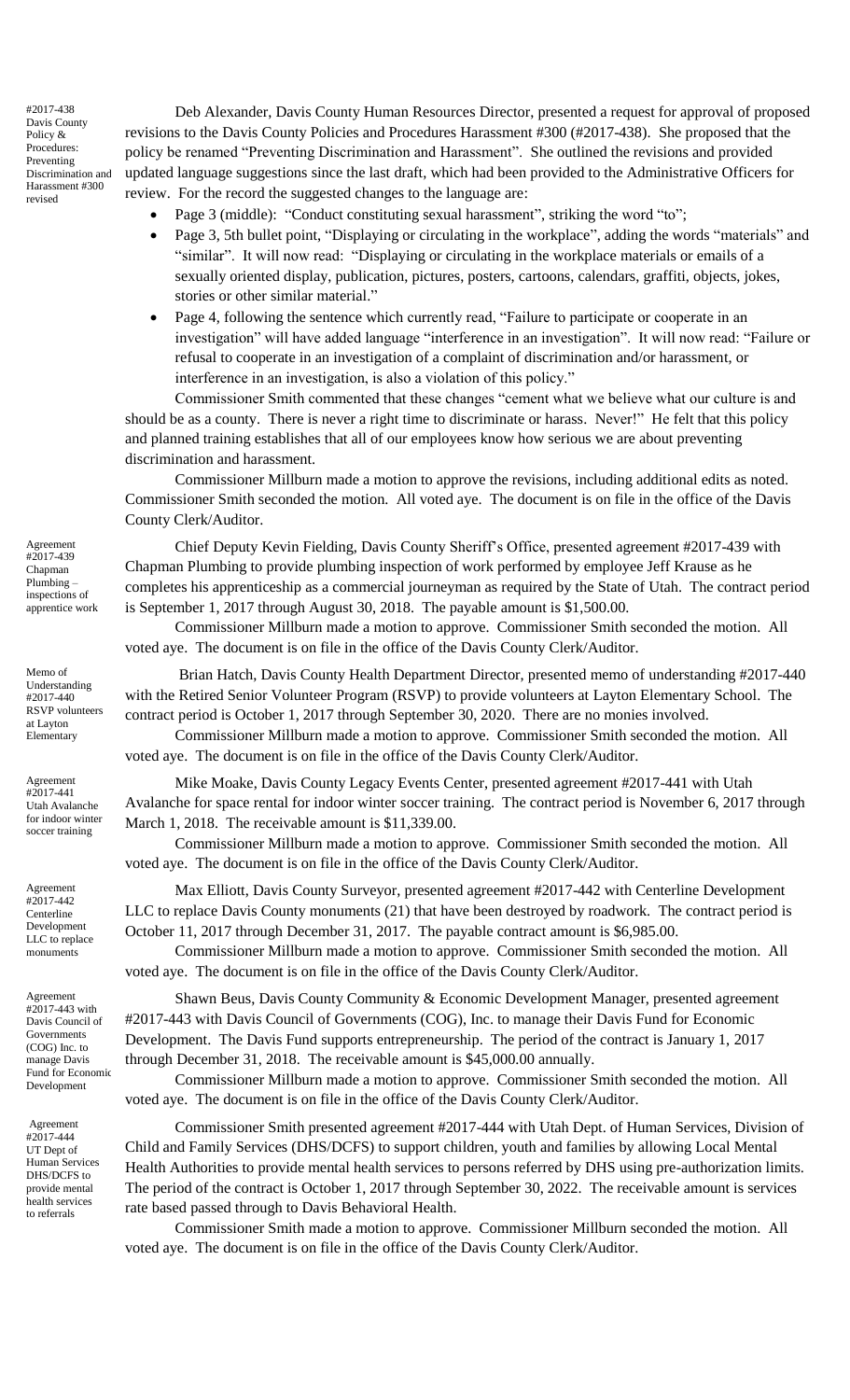#2017-438 Davis County Policy & Procedures: Preventing Discrimination and Harassment #300 revised

Deb Alexander, Davis County Human Resources Director, presented a request for approval of proposed revisions to the Davis County Policies and Procedures Harassment #300 (#2017-438). She proposed that the policy be renamed "Preventing Discrimination and Harassment". She outlined the revisions and provided updated language suggestions since the last draft, which had been provided to the Administrative Officers for review. For the record the suggested changes to the language are:

- Page 3 (middle): "Conduct constituting sexual harassment", striking the word "to";
- Page 3, 5th bullet point, "Displaying or circulating in the workplace", adding the words "materials" and "similar". It will now read: "Displaying or circulating in the workplace materials or emails of a sexually oriented display, publication, pictures, posters, cartoons, calendars, graffiti, objects, jokes, stories or other similar material."
- Page 4, following the sentence which currently read, "Failure to participate or cooperate in an investigation" will have added language "interference in an investigation". It will now read: "Failure or refusal to cooperate in an investigation of a complaint of discrimination and/or harassment, or interference in an investigation, is also a violation of this policy."

Commissioner Smith commented that these changes "cement what we believe what our culture is and should be as a county. There is never a right time to discriminate or harass. Never!" He felt that this policy and planned training establishes that all of our employees know how serious we are about preventing discrimination and harassment.

Commissioner Millburn made a motion to approve the revisions, including additional edits as noted. Commissioner Smith seconded the motion. All voted aye. The document is on file in the office of the Davis County Clerk/Auditor.

Agreement #2017-439 Chapman Plumbing – inspections of apprentice work

Chief Deputy Kevin Fielding, Davis County Sheriff's Office, presented agreement #2017-439 with Chapman Plumbing to provide plumbing inspection of work performed by employee Jeff Krause as he completes his apprenticeship as a commercial journeyman as required by the State of Utah. The contract period is September 1, 2017 through August 30, 2018. The payable amount is $1,500.00.

Commissioner Millburn made a motion to approve. Commissioner Smith seconded the motion. All voted aye. The document is on file in the office of the Davis County Clerk/Auditor.

Memo of Understanding #2017-440 RSVP volunteers at Layton Elementary

Brian Hatch, Davis County Health Department Director, presented memo of understanding #2017-440 with the Retired Senior Volunteer Program (RSVP) to provide volunteers at Layton Elementary School. The contract period is October 1, 2017 through September 30, 2020. There are no monies involved.

Commissioner Millburn made a motion to approve. Commissioner Smith seconded the motion. All voted aye. The document is on file in the office of the Davis County Clerk/Auditor.

Agreement #2017-441 Utah Avalanche for indoor winter soccer training

Mike Moake, Davis County Legacy Events Center, presented agreement #2017-441 with Utah Avalanche for space rental for indoor winter soccer training. The contract period is November 6, 2017 through March 1, 2018. The receivable amount is $11,339.00.

Commissioner Millburn made a motion to approve. Commissioner Smith seconded the motion. All voted aye. The document is on file in the office of the Davis County Clerk/Auditor.

Agreement #2017-442 Centerline Development LLC to replace monuments

Max Elliott, Davis County Surveyor, presented agreement #2017-442 with Centerline Development LLC to replace Davis County monuments (21) that have been destroyed by roadwork. The contract period is October 11, 2017 through December 31, 2017. The payable contract amount is $6,985.00.

Commissioner Millburn made a motion to approve. Commissioner Smith seconded the motion. All voted aye. The document is on file in the office of the Davis County Clerk/Auditor.

Agreement #2017-443 with Davis Council of Governments (COG) Inc. to manage Davis Fund for Economic Development

Shawn Beus, Davis County Community & Economic Development Manager, presented agreement #2017-443 with Davis Council of Governments (COG), Inc. to manage their Davis Fund for Economic Development. The Davis Fund supports entrepreneurship. The period of the contract is January 1, 2017 through December 31, 2018. The receivable amount is $45,000.00 annually.

Commissioner Millburn made a motion to approve. Commissioner Smith seconded the motion. All voted aye. The document is on file in the office of the Davis County Clerk/Auditor.

Agreement #2017-444 UT Dept of Human Services DHS/DCFS to provide mental health services to referrals

Commissioner Smith presented agreement #2017-444 with Utah Dept. of Human Services, Division of Child and Family Services (DHS/DCFS) to support children, youth and families by allowing Local Mental Health Authorities to provide mental health services to persons referred by DHS using pre-authorization limits. The period of the contract is October 1, 2017 through September 30, 2022. The receivable amount is services rate based passed through to Davis Behavioral Health.

Commissioner Smith made a motion to approve. Commissioner Millburn seconded the motion. All voted aye. The document is on file in the office of the Davis County Clerk/Auditor.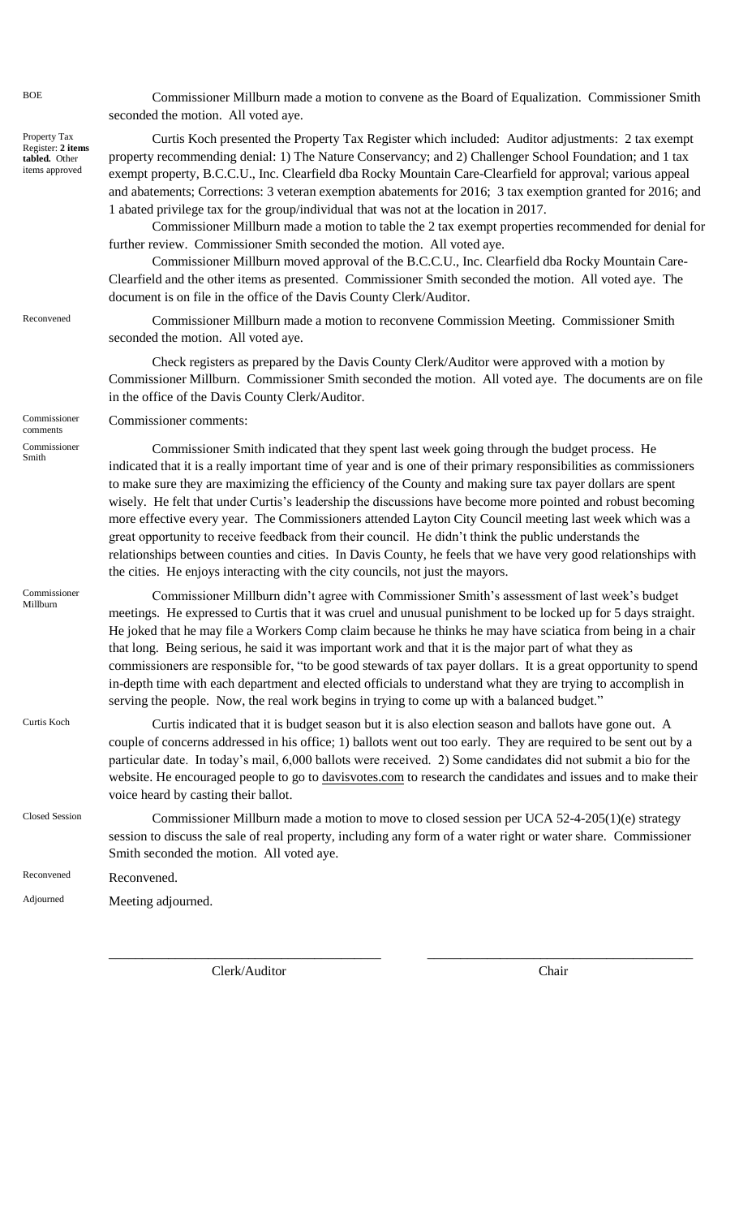BOE

Commissioner Millburn made a motion to convene as the Board of Equalization. Commissioner Smith seconded the motion. All voted aye.

Property Tax Register: **2 items tabled.** Other items approved

Curtis Koch presented the Property Tax Register which included: Auditor adjustments: 2 tax exempt property recommending denial: 1) The Nature Conservancy; and 2) Challenger School Foundation; and 1 tax exempt property, B.C.C.U., Inc. Clearfield dba Rocky Mountain Care-Clearfield for approval; various appeal and abatements; Corrections: 3 veteran exemption abatements for 2016; 3 tax exemption granted for 2016; and 1 abated privilege tax for the group/individual that was not at the location in 2017.

Commissioner Millburn made a motion to table the 2 tax exempt properties recommended for denial for further review. Commissioner Smith seconded the motion. All voted aye.

Commissioner Millburn moved approval of the B.C.C.U., Inc. Clearfield dba Rocky Mountain Care-Clearfield and the other items as presented. Commissioner Smith seconded the motion. All voted aye. The document is on file in the office of the Davis County Clerk/Auditor.

Reconvened

Commissioner Millburn made a motion to reconvene Commission Meeting. Commissioner Smith seconded the motion. All voted aye.

Check registers as prepared by the Davis County Clerk/Auditor were approved with a motion by Commissioner Millburn. Commissioner Smith seconded the motion. All voted aye. The documents are on file in the office of the Davis County Clerk/Auditor.

Commissioner comments

Commissioner comments:

Commissioner Smith

Commissioner Smith indicated that they spent last week going through the budget process. He indicated that it is a really important time of year and is one of their primary responsibilities as commissioners to make sure they are maximizing the efficiency of the County and making sure tax payer dollars are spent wisely. He felt that under Curtis's leadership the discussions have become more pointed and robust becoming more effective every year. The Commissioners attended Layton City Council meeting last week which was a great opportunity to receive feedback from their council. He didn't think the public understands the relationships between counties and cities. In Davis County, he feels that we have very good relationships with the cities. He enjoys interacting with the city councils, not just the mayors.

Commissioner Millburn

Commissioner Millburn didn't agree with Commissioner Smith's assessment of last week's budget meetings. He expressed to Curtis that it was cruel and unusual punishment to be locked up for 5 days straight. He joked that he may file a Workers Comp claim because he thinks he may have sciatica from being in a chair that long. Being serious, he said it was important work and that it is the major part of what they as commissioners are responsible for, "to be good stewards of tax payer dollars. It is a great opportunity to spend in-depth time with each department and elected officials to understand what they are trying to accomplish in serving the people. Now, the real work begins in trying to come up with a balanced budget."

Curtis Koch

Curtis indicated that it is budget season but it is also election season and ballots have gone out. A couple of concerns addressed in his office; 1) ballots went out too early. They are required to be sent out by a particular date. In today's mail, 6,000 ballots were received. 2) Some candidates did not submit a bio for the website. He encouraged people to go to davisvotes.com to research the candidates and issues and to make their voice heard by casting their ballot.

Closed Session

Commissioner Millburn made a motion to move to closed session per UCA 52-4-205(1)(e) strategy session to discuss the sale of real property, including any form of a water right or water share. Commissioner Smith seconded the motion. All voted aye.

Reconvened

Reconvened.

Adjourned

Meeting adjourned.

\_\_\_\_\_\_\_\_\_\_\_\_\_\_\_\_\_\_\_\_\_\_\_\_\_\_\_\_\_\_\_\_\_\_\_\_\_\_\_\_
Clerk/Auditor

\_\_\_\_\_\_\_\_\_\_\_\_\_\_\_\_\_\_\_\_\_\_\_\_\_\_\_\_\_\_\_\_\_\_\_\_\_\_\_\_
Chair